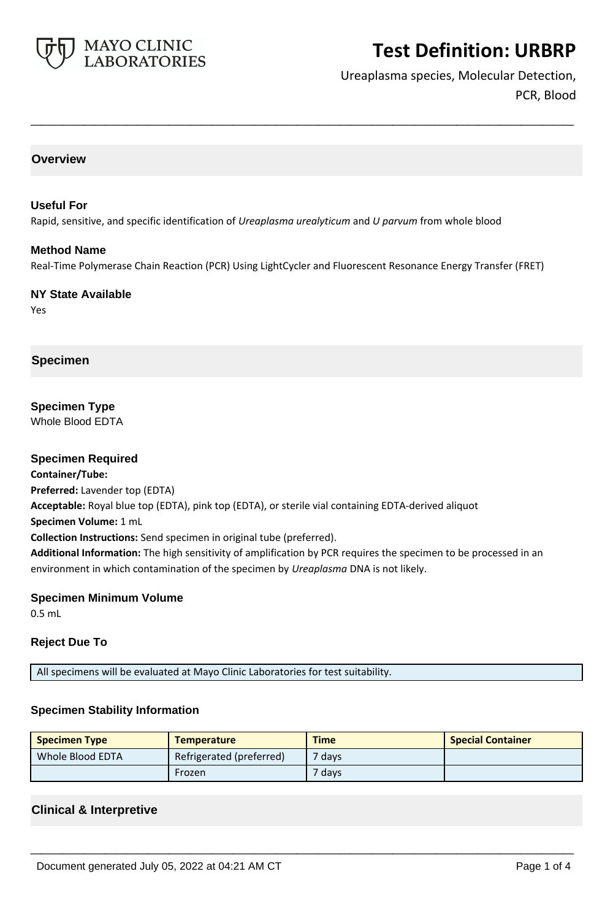# Test Definition: URBRP

Ureaplasma species, Molecular Detection, PCR, Blood

## Overview

### Useful For

Rapid, sensitive, and specific identification of *Ureaplasma urealyticum* and *U parvum* from whole blood

### Method Name

Real-Time Polymerase Chain Reaction (PCR) Using LightCycler and Fluorescent Resonance Energy Transfer (FRET)

### NY State Available

Yes

## Specimen

### Specimen Type

Whole Blood EDTA

### Specimen Required

**Container/Tube:**

**Preferred:** Lavender top (EDTA)

**Acceptable:** Royal blue top (EDTA), pink top (EDTA), or sterile vial containing EDTA-derived aliquot

**Specimen Volume:** 1 mL

**Collection Instructions:** Send specimen in original tube (preferred).

**Additional Information:** The high sensitivity of amplification by PCR requires the specimen to be processed in an environment in which contamination of the specimen by *Ureaplasma* DNA is not likely.

### Specimen Minimum Volume

0.5 mL

### Reject Due To

| All specimens will be evaluated at Mayo Clinic Laboratories for test suitability. |
|---|

### Specimen Stability Information

| Specimen Type | Temperature | Time | Special Container |
|---|---|---|---|
| Whole Blood EDTA | Refrigerated (preferred) | 7 days | |
| | Frozen | 7 days | |

## Clinical & Interpretive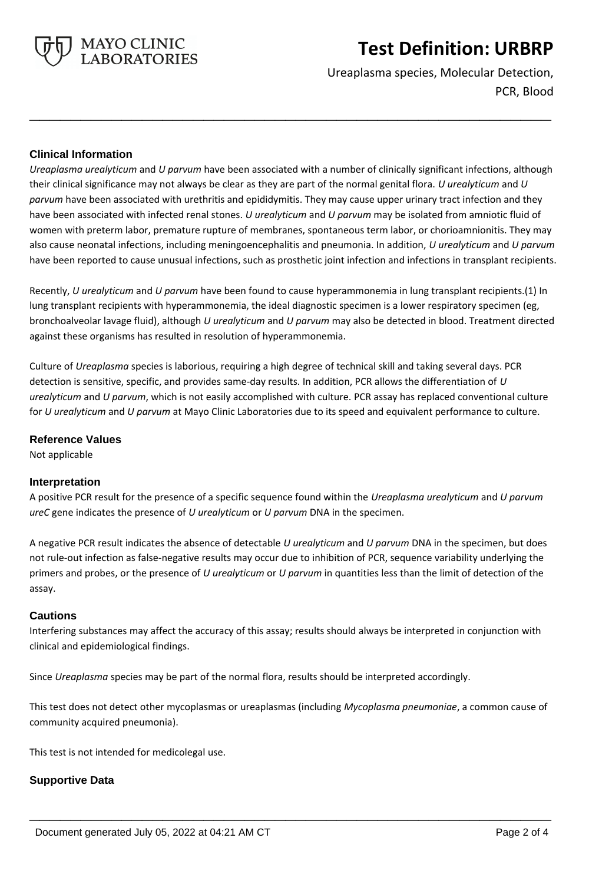## Clinical Information

*Ureaplasma urealyticum* and *U parvum* have been associated with a number of clinically significant infections, although their clinical significance may not always be clear as they are part of the normal genital flora. *U urealyticum* and *U parvum* have been associated with urethritis and epididymitis. They may cause upper urinary tract infection and they have been associated with infected renal stones. *U urealyticum* and *U parvum* may be isolated from amniotic fluid of women with preterm labor, premature rupture of membranes, spontaneous term labor, or chorioamnionitis. They may also cause neonatal infections, including meningoencephalitis and pneumonia. In addition, *U urealyticum* and *U parvum* have been reported to cause unusual infections, such as prosthetic joint infection and infections in transplant recipients.

Recently, *U urealyticum* and *U parvum* have been found to cause hyperammonemia in lung transplant recipients.(1) In lung transplant recipients with hyperammonemia, the ideal diagnostic specimen is a lower respiratory specimen (eg, bronchoalveolar lavage fluid), although *U urealyticum* and *U parvum* may also be detected in blood. Treatment directed against these organisms has resulted in resolution of hyperammonemia.

Culture of *Ureaplasma* species is laborious, requiring a high degree of technical skill and taking several days. PCR detection is sensitive, specific, and provides same-day results. In addition, PCR allows the differentiation of *U urealyticum* and *U parvum*, which is not easily accomplished with culture. PCR assay has replaced conventional culture for *U urealyticum* and *U parvum* at Mayo Clinic Laboratories due to its speed and equivalent performance to culture.

## Reference Values

Not applicable

## Interpretation

A positive PCR result for the presence of a specific sequence found within the *Ureaplasma urealyticum* and *U parvum ureC* gene indicates the presence of *U urealyticum* or *U parvum* DNA in the specimen.

A negative PCR result indicates the absence of detectable *U urealyticum* and *U parvum* DNA in the specimen, but does not rule-out infection as false-negative results may occur due to inhibition of PCR, sequence variability underlying the primers and probes, or the presence of *U urealyticum* or *U parvum* in quantities less than the limit of detection of the assay.

## Cautions

Interfering substances may affect the accuracy of this assay; results should always be interpreted in conjunction with clinical and epidemiological findings.

Since *Ureaplasma* species may be part of the normal flora, results should be interpreted accordingly.

This test does not detect other mycoplasmas or ureaplasmas (including *Mycoplasma pneumoniae*, a common cause of community acquired pneumonia).

This test is not intended for medicolegal use.

## Supportive Data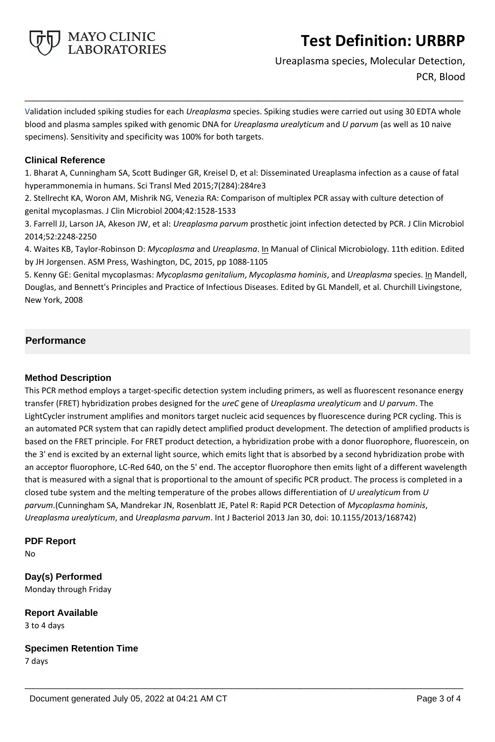Validation included spiking studies for each *Ureaplasma* species. Spiking studies were carried out using 30 EDTA whole blood and plasma samples spiked with genomic DNA for *Ureaplasma urealyticum* and *U parvum* (as well as 10 naive specimens). Sensitivity and specificity was 100% for both targets.

### Clinical Reference

1. Bharat A, Cunningham SA, Scott Budinger GR, Kreisel D, et al: Disseminated Ureaplasma infection as a cause of fatal hyperammonemia in humans. Sci Transl Med 2015;7(284):284re3
2. Stellrecht KA, Woron AM, Mishrik NG, Venezia RA: Comparison of multiplex PCR assay with culture detection of genital mycoplasmas. J Clin Microbiol 2004;42:1528-1533
3. Farrell JJ, Larson JA, Akeson JW, et al: *Ureaplasma parvum* prosthetic joint infection detected by PCR. J Clin Microbiol 2014;52:2248-2250
4. Waites KB, Taylor-Robinson D: *Mycoplasma* and *Ureaplasma*. In Manual of Clinical Microbiology. 11th edition. Edited by JH Jorgensen. ASM Press, Washington, DC, 2015, pp 1088-1105
5. Kenny GE: Genital mycoplasmas: *Mycoplasma genitalium*, *Mycoplasma hominis*, and *Ureaplasma* species. In Mandell, Douglas, and Bennett's Principles and Practice of Infectious Diseases. Edited by GL Mandell, et al. Churchill Livingstone, New York, 2008

## Performance

### Method Description

This PCR method employs a target-specific detection system including primers, as well as fluorescent resonance energy transfer (FRET) hybridization probes designed for the *ureC* gene of *Ureaplasma urealyticum* and *U parvum*. The LightCycler instrument amplifies and monitors target nucleic acid sequences by fluorescence during PCR cycling. This is an automated PCR system that can rapidly detect amplified product development. The detection of amplified products is based on the FRET principle. For FRET product detection, a hybridization probe with a donor fluorophore, fluorescein, on the 3' end is excited by an external light source, which emits light that is absorbed by a second hybridization probe with an acceptor fluorophore, LC-Red 640, on the 5' end. The acceptor fluorophore then emits light of a different wavelength that is measured with a signal that is proportional to the amount of specific PCR product. The process is completed in a closed tube system and the melting temperature of the probes allows differentiation of *U urealyticum* from *U parvum*.(Cunningham SA, Mandrekar JN, Rosenblatt JE, Patel R: Rapid PCR Detection of *Mycoplasma hominis*, *Ureaplasma urealyticum*, and *Ureaplasma parvum*. Int J Bacteriol 2013 Jan 30, doi: 10.1155/2013/168742)

### PDF Report

No

### Day(s) Performed

Monday through Friday

### Report Available

3 to 4 days

### Specimen Retention Time

7 days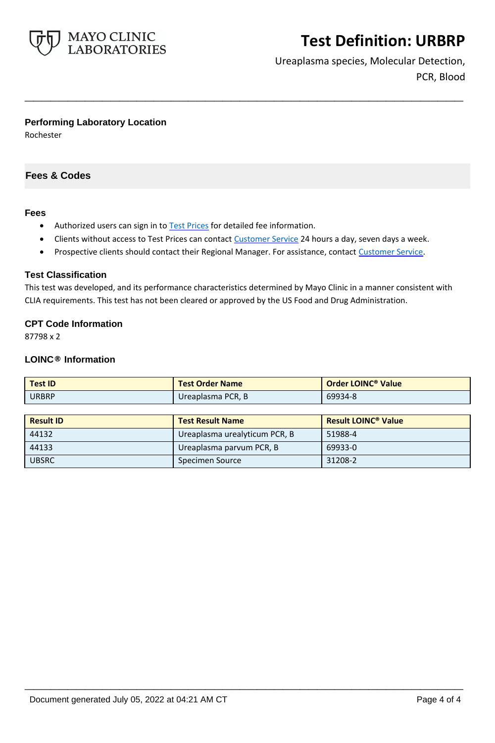### Performing Laboratory Location

Rochester

## Fees & Codes

### Fees

- Authorized users can sign in to Test Prices for detailed fee information.
- Clients without access to Test Prices can contact Customer Service 24 hours a day, seven days a week.
- Prospective clients should contact their Regional Manager. For assistance, contact Customer Service.

### Test Classification

This test was developed, and its performance characteristics determined by Mayo Clinic in a manner consistent with CLIA requirements. This test has not been cleared or approved by the US Food and Drug Administration.

### CPT Code Information

87798 x 2

### LOINC® Information

| Test ID | Test Order Name | Order LOINC® Value |
|---|---|---|
| URBRP | Ureaplasma PCR, B | 69934-8 |

| Result ID | Test Result Name | Result LOINC® Value |
|---|---|---|
| 44132 | Ureaplasma urealyticum PCR, B | 51988-4 |
| 44133 | Ureaplasma parvum PCR, B | 69933-0 |
| UBSRC | Specimen Source | 31208-2 |